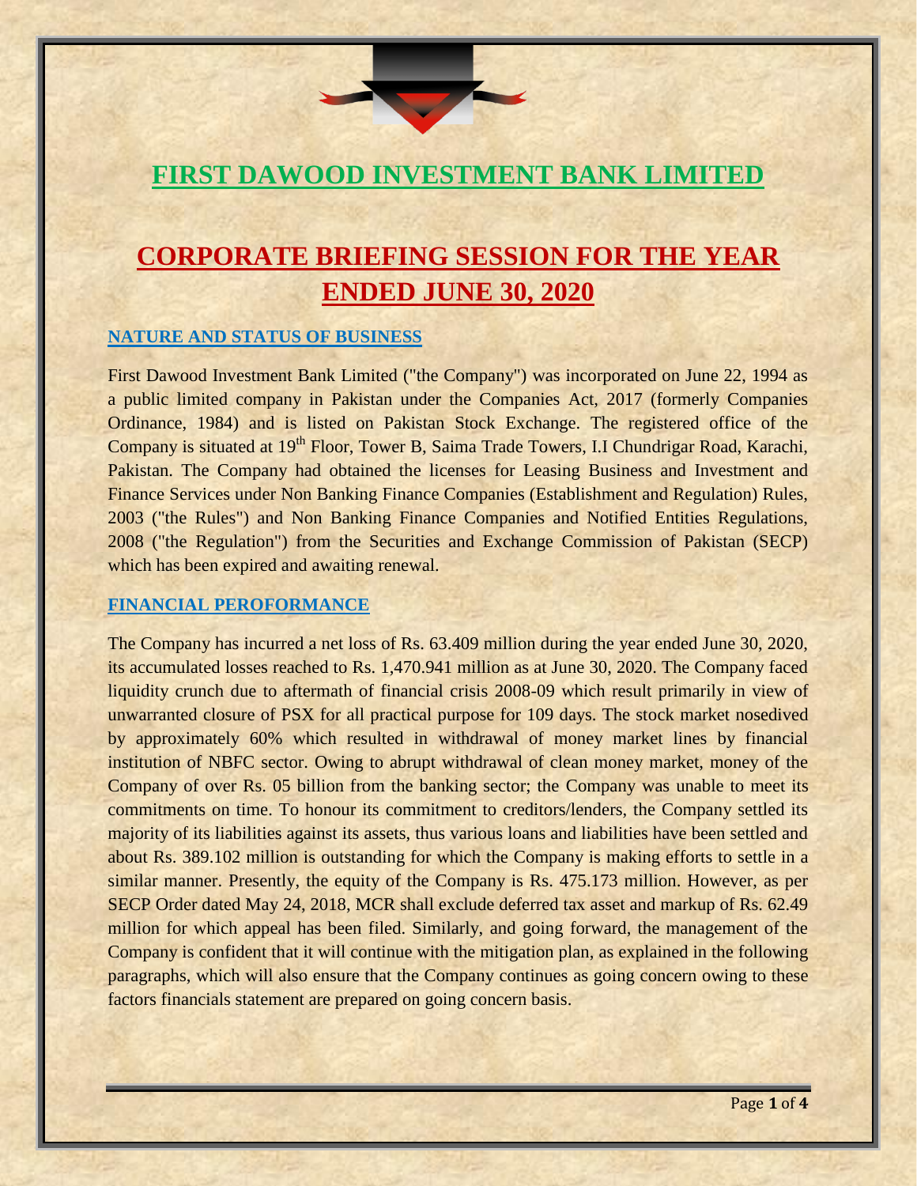# FIRST DAWOOD INVESTMENT BANK LIMITED

# CORPORATE BRIEFING SESSION FOR THE YEAR ENDED JUNE 30, 2020

## NATURE AND STATUS OF BUSINESS

First Dawood Investment Bank Limited ("the Company") was incorporated on June 22, 1994 as a public limited company in Pakistan under the Companies Act, 2017 (formerly Companies Ordinance, 1984) and is listed on Pakistan Stock Exchange. The registered office of the Company is situated at 19th Floor, Tower B, Saima Trade Towers, I.I Chundrigar Road, Karachi, Pakistan. The Company had obtained the licenses for Leasing Business and Investment and Finance Services under Non Banking Finance Companies (Establishment and Regulation) Rules, 2003 ("the Rules") and Non Banking Finance Companies and Notified Entities Regulations, 2008 ("the Regulation") from the Securities and Exchange Commission of Pakistan (SECP) which has been expired and awaiting renewal.

## FINANCIAL PEROFORMANCE

The Company has incurred a net loss of Rs. 63.409 million during the year ended June 30, 2020, its accumulated losses reached to Rs. 1,470.941 million as at June 30, 2020. The Company faced liquidity crunch due to aftermath of financial crisis 2008-09 which result primarily in view of unwarranted closure of PSX for all practical purpose for 109 days. The stock market nosedived by approximately 60% which resulted in withdrawal of money market lines by financial institution of NBFC sector. Owing to abrupt withdrawal of clean money market, money of the Company of over Rs. 05 billion from the banking sector; the Company was unable to meet its commitments on time. To honour its commitment to creditors/lenders, the Company settled its majority of its liabilities against its assets, thus various loans and liabilities have been settled and about Rs. 389.102 million is outstanding for which the Company is making efforts to settle in a similar manner. Presently, the equity of the Company is Rs. 475.173 million. However, as per SECP Order dated May 24, 2018, MCR shall exclude deferred tax asset and markup of Rs. 62.49 million for which appeal has been filed. Similarly, and going forward, the management of the Company is confident that it will continue with the mitigation plan, as explained in the following paragraphs, which will also ensure that the Company continues as going concern owing to these factors financials statement are prepared on going concern basis.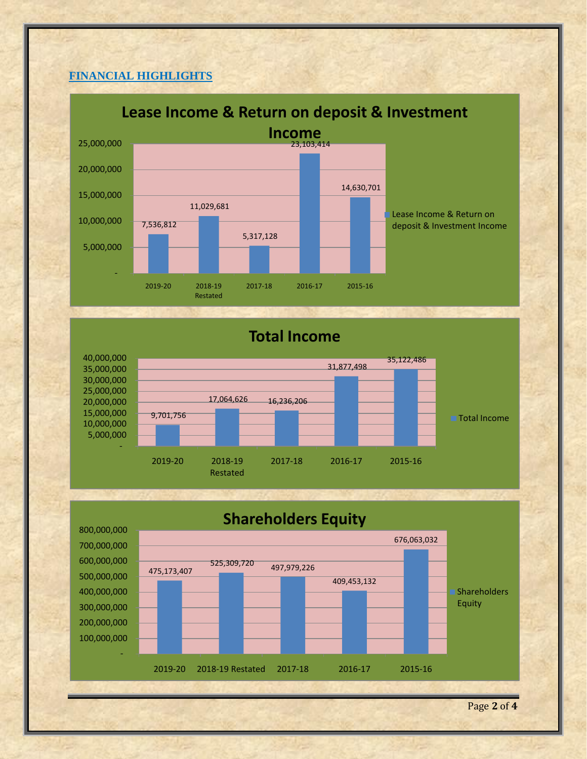## FINANCIAL HIGHLIGHTS

### Lease Income & Return on deposit & Investment Income

| Year | Lease Income & Return on deposit & Investment Income |
|---|---|
| 2019-20 | 7,536,812 |
| 2018-19 Restated | 11,029,681 |
| 2017-18 | 5,317,128 |
| 2016-17 | 23,103,414 |
| 2015-16 | 14,630,701 |

### Total Income

| Year | Total Income |
|---|---|
| 2019-20 | 9,701,756 |
| 2018-19 Restated | 17,064,626 |
| 2017-18 | 16,236,206 |
| 2016-17 | 31,877,498 |
| 2015-16 | 35,122,486 |

### Shareholders Equity

| Year | Shareholders Equity |
|---|---|
| 2019-20 | 475,173,407 |
| 2018-19 Restated | 525,309,720 |
| 2017-18 | 497,979,226 |
| 2016-17 | 409,453,132 |
| 2015-16 | 676,063,032 |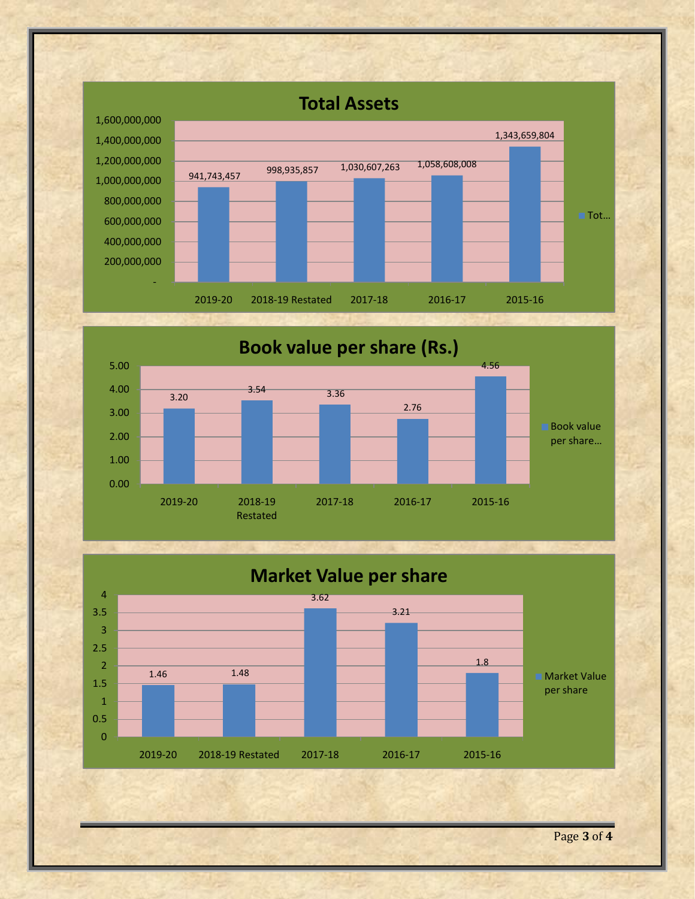## Total Assets

| Year | Total Assets |
|---|---|
| 2019-20 | 941,743,457 |
| 2018-19 Restated | 998,935,857 |
| 2017-18 | 1,030,607,263 |
| 2016-17 | 1,058,608,008 |
| 2015-16 | 1,343,659,804 |

## Book value per share (Rs.)

| Year | Book value per share |
|---|---|
| 2019-20 | 3.20 |
| 2018-19 Restated | 3.54 |
| 2017-18 | 3.36 |
| 2016-17 | 2.76 |
| 2015-16 | 4.56 |

## Market Value per share

| Year | Market Value per share |
|---|---|
| 2019-20 | 1.46 |
| 2018-19 Restated | 1.48 |
| 2017-18 | 3.62 |
| 2016-17 | 3.21 |
| 2015-16 | 1.8 |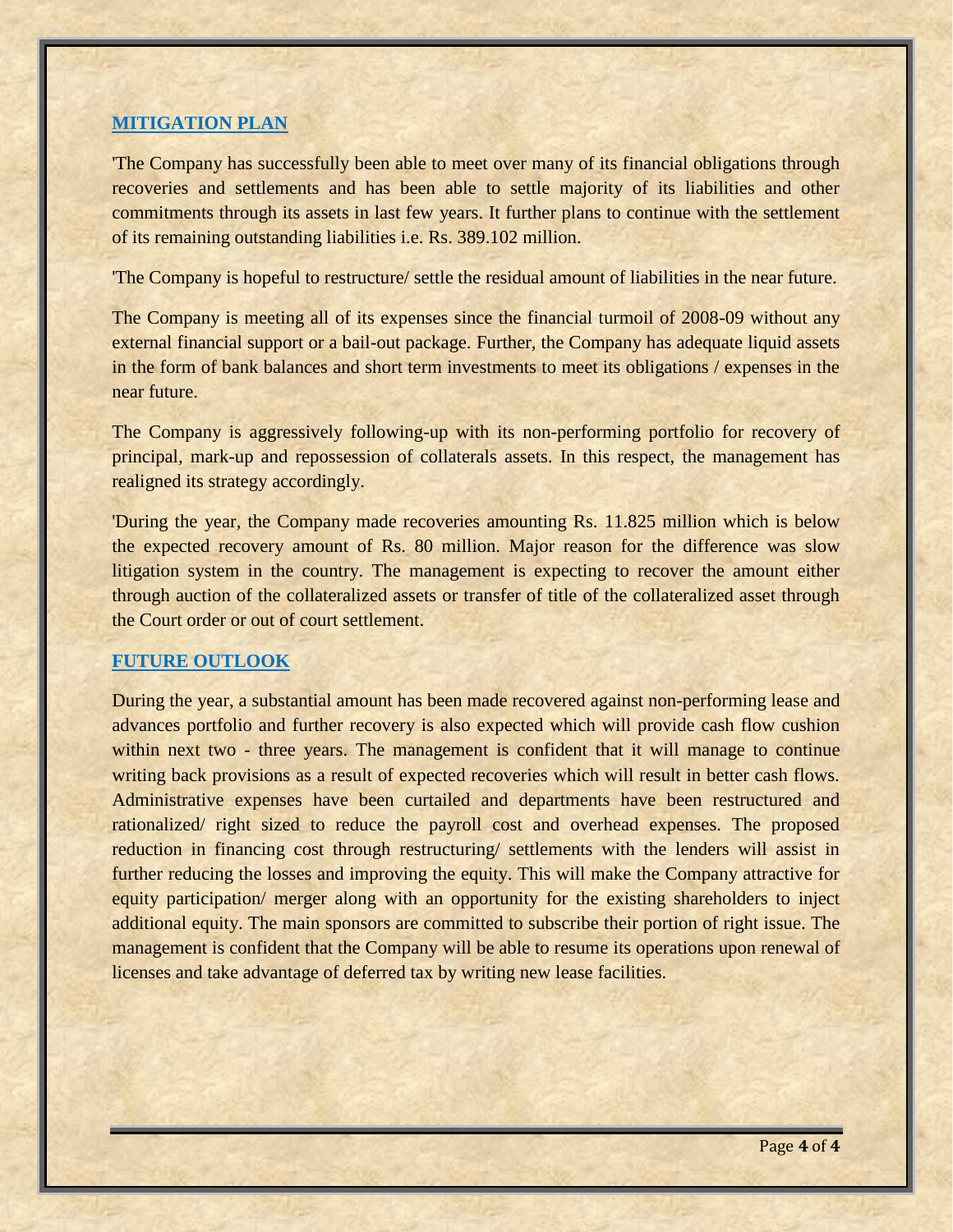## MITIGATION PLAN

'The Company has successfully been able to meet over many of its financial obligations through recoveries and settlements and has been able to settle majority of its liabilities and other commitments through its assets in last few years. It further plans to continue with the settlement of its remaining outstanding liabilities i.e. Rs. 389.102 million.

'The Company is hopeful to restructure/ settle the residual amount of liabilities in the near future.

The Company is meeting all of its expenses since the financial turmoil of 2008-09 without any external financial support or a bail-out package. Further, the Company has adequate liquid assets in the form of bank balances and short term investments to meet its obligations / expenses in the near future.

The Company is aggressively following-up with its non-performing portfolio for recovery of principal, mark-up and repossession of collaterals assets. In this respect, the management has realigned its strategy accordingly.

'During the year, the Company made recoveries amounting Rs. 11.825 million which is below the expected recovery amount of Rs. 80 million. Major reason for the difference was slow litigation system in the country. The management is expecting to recover the amount either through auction of the collateralized assets or transfer of title of the collateralized asset through the Court order or out of court settlement.

## FUTURE OUTLOOK

During the year, a substantial amount has been made recovered against non-performing lease and advances portfolio and further recovery is also expected which will provide cash flow cushion within next two - three years. The management is confident that it will manage to continue writing back provisions as a result of expected recoveries which will result in better cash flows. Administrative expenses have been curtailed and departments have been restructured and rationalized/ right sized to reduce the payroll cost and overhead expenses. The proposed reduction in financing cost through restructuring/ settlements with the lenders will assist in further reducing the losses and improving the equity. This will make the Company attractive for equity participation/ merger along with an opportunity for the existing shareholders to inject additional equity. The main sponsors are committed to subscribe their portion of right issue. The management is confident that the Company will be able to resume its operations upon renewal of licenses and take advantage of deferred tax by writing new lease facilities.